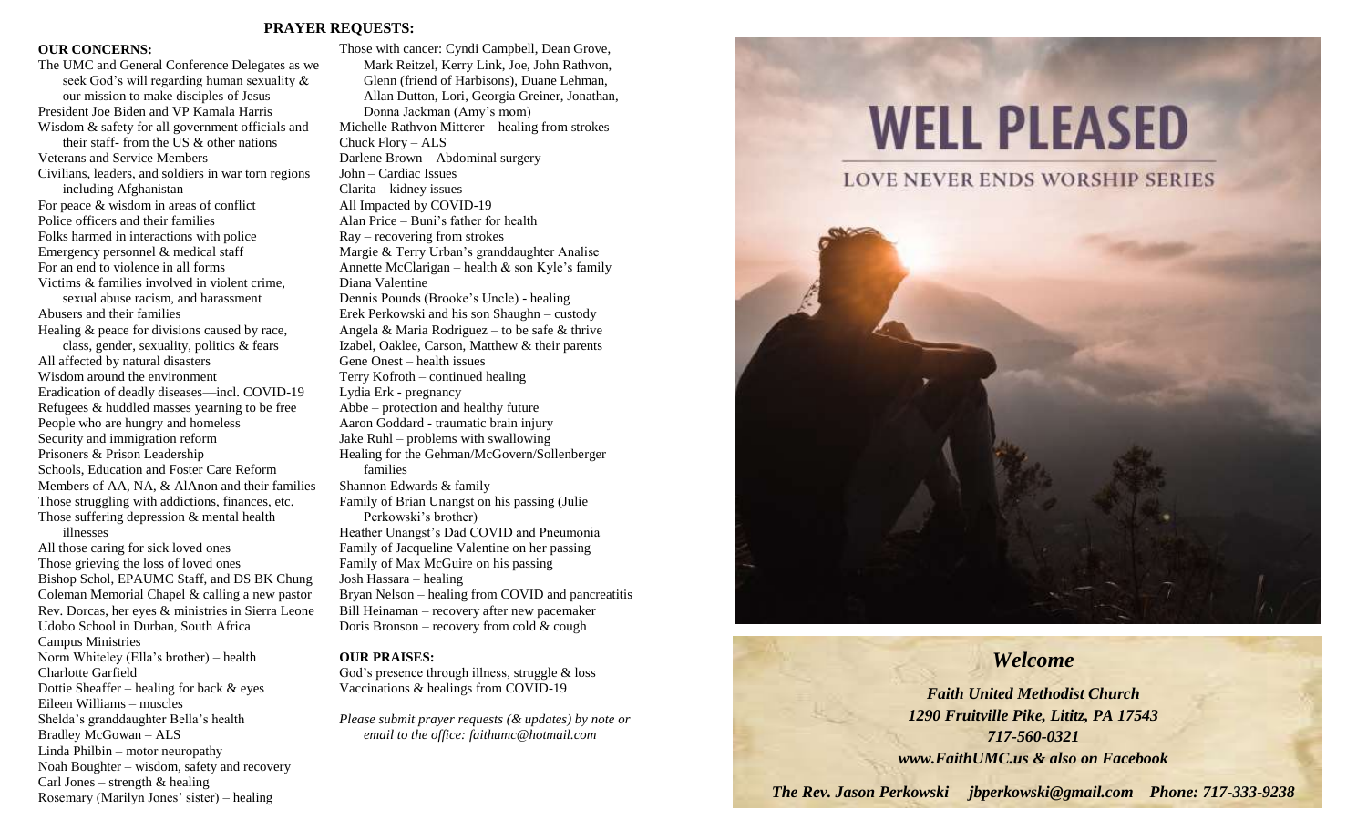## PRAYER REQUESTS:

**OUR CONCERNS:**

The UMC and General Conference Delegates as we seek God's will regarding human sexuality & our mission to make disciples of Jesus
President Joe Biden and VP Kamala Harris
Wisdom & safety for all government officials and their staff- from the US & other nations
Veterans and Service Members
Civilians, leaders, and soldiers in war torn regions including Afghanistan
For peace & wisdom in areas of conflict
Police officers and their families
Folks harmed in interactions with police
Emergency personnel & medical staff
For an end to violence in all forms
Victims & families involved in violent crime, sexual abuse racism, and harassment
Abusers and their families
Healing & peace for divisions caused by race, class, gender, sexuality, politics & fears
All affected by natural disasters
Wisdom around the environment
Eradication of deadly diseases—incl. COVID-19
Refugees & huddled masses yearning to be free
People who are hungry and homeless
Security and immigration reform
Prisoners & Prison Leadership
Schools, Education and Foster Care Reform
Members of AA, NA, & AlAnon and their families
Those struggling with addictions, finances, etc.
Those suffering depression & mental health illnesses
All those caring for sick loved ones
Those grieving the loss of loved ones
Bishop Schol, EPAUMC Staff, and DS BK Chung
Coleman Memorial Chapel & calling a new pastor
Rev. Dorcas, her eyes & ministries in Sierra Leone
Udobo School in Durban, South Africa
Campus Ministries
Norm Whiteley (Ella's brother) – health
Charlotte Garfield
Dottie Sheaffer – healing for back & eyes
Eileen Williams – muscles
Shelda's granddaughter Bella's health
Bradley McGowan – ALS
Linda Philbin – motor neuropathy
Noah Boughter – wisdom, safety and recovery
Carl Jones – strength & healing
Rosemary (Marilyn Jones' sister) – healing
Those with cancer: Cyndi Campbell, Dean Grove, Mark Reitzel, Kerry Link, Joe, John Rathvon, Glenn (friend of Harbisons), Duane Lehman, Allan Dutton, Lori, Georgia Greiner, Jonathan, Donna Jackman (Amy's mom)
Michelle Rathvon Mitterer – healing from strokes
Chuck Flory – ALS
Darlene Brown – Abdominal surgery
John – Cardiac Issues
Clarita – kidney issues
All Impacted by COVID-19
Alan Price – Buni's father for health
Ray – recovering from strokes
Margie & Terry Urban's granddaughter Analise
Annette McClarigan – health & son Kyle's family
Diana Valentine
Dennis Pounds (Brooke's Uncle) - healing
Erek Perkowski and his son Shaughn – custody
Angela & Maria Rodriguez – to be safe & thrive
Izabel, Oaklee, Carson, Matthew & their parents
Gene Onest – health issues
Terry Kofroth – continued healing
Lydia Erk - pregnancy
Abbe – protection and healthy future
Aaron Goddard - traumatic brain injury
Jake Ruhl – problems with swallowing
Healing for the Gehman/McGovern/Sollenberger families
Shannon Edwards & family
Family of Brian Unangst on his passing (Julie Perkowski's brother)
Heather Unangst's Dad COVID and Pneumonia
Family of Jacqueline Valentine on her passing
Family of Max McGuire on his passing
Josh Hassara – healing
Bryan Nelson – healing from COVID and pancreatitis
Bill Heinaman – recovery after new pacemaker
Doris Bronson – recovery from cold & cough

**OUR PRAISES:**

God's presence through illness, struggle & loss
Vaccinations & healings from COVID-19

*Please submit prayer requests (& updates) by note or email to the office: faithumc@hotmail.com*

# WELL PLEASED

LOVE NEVER ENDS WORSHIP SERIES

## *Welcome*

***Faith United Methodist Church***
***1290 Fruitville Pike, Lititz, PA 17543***
***717-560-0321***
***www.FaithUMC.us & also on Facebook***

***The Rev. Jason Perkowski jbperkowski@gmail.com Phone: 717-333-9238***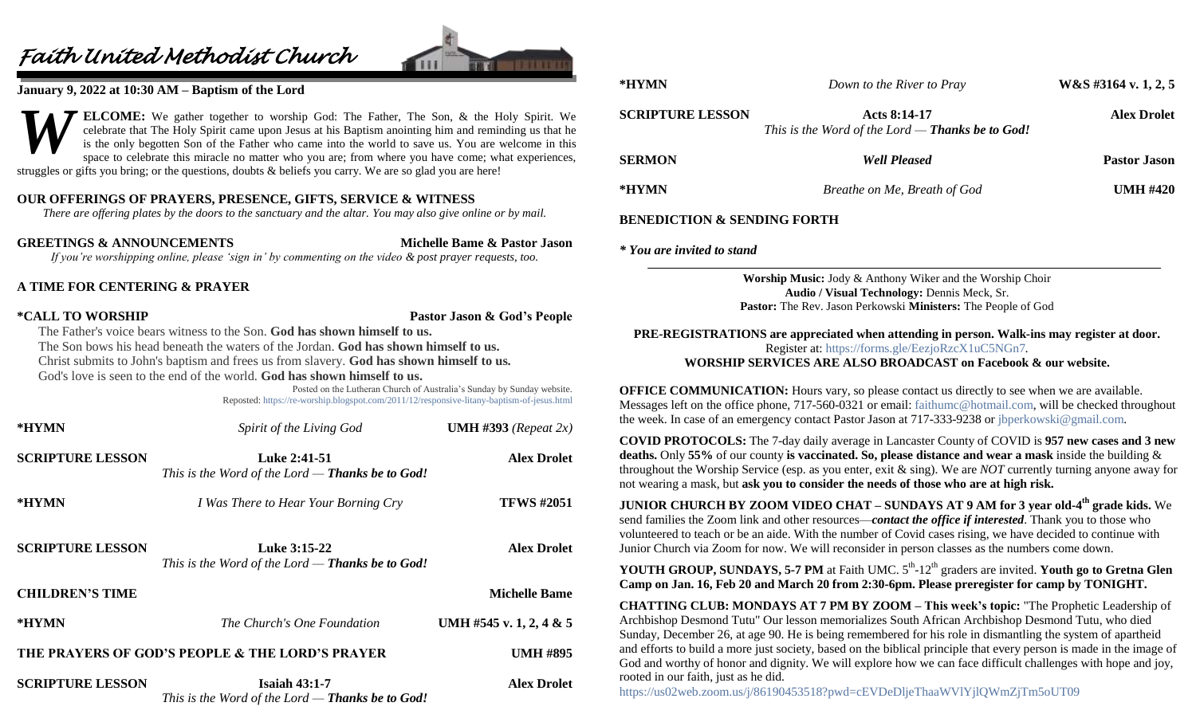# Faith United Methodist Church

**January 9, 2022 at 10:30 AM – Baptism of the Lord**

**WELCOME:** We gather together to worship God: The Father, The Son, & the Holy Spirit. We celebrate that The Holy Spirit came upon Jesus at his Baptism anointing him and reminding us that he is the only begotten Son of the Father who came into the world to save us. You are welcome in this space to celebrate this miracle no matter who you are; from where you have come; what experiences, struggles or gifts you bring; or the questions, doubts & beliefs you carry. We are so glad you are here!

**OUR OFFERINGS OF PRAYERS, PRESENCE, GIFTS, SERVICE & WITNESS**

*There are offering plates by the doors to the sanctuary and the altar. You may also give online or by mail.*

**GREETINGS & ANNOUNCEMENTS** — **Michelle Bame & Pastor Jason**

*If you're worshipping online, please 'sign in' by commenting on the video & post prayer requests, too.*

**A TIME FOR CENTERING & PRAYER**

**\*CALL TO WORSHIP** — **Pastor Jason & God's People**

The Father's voice bears witness to the Son. **God has shown himself to us.**
The Son bows his head beneath the waters of the Jordan. **God has shown himself to us.**
Christ submits to John's baptism and frees us from slavery. **God has shown himself to us.**
God's love is seen to the end of the world. **God has shown himself to us.**

Posted on the Lutheran Church of Australia's Sunday by Sunday website.
Reposted: https://re-worship.blogspot.com/2011/12/responsive-litany-baptism-of-jesus.html

**\*HYMN** — *Spirit of the Living God* — **UMH #393** *(Repeat 2x)*

**SCRIPTURE LESSON** — **Luke 2:41-51** — **Alex Drolet**
*This is the Word of the Lord — **Thanks be to God!***

**\*HYMN** — *I Was There to Hear Your Borning Cry* — **TFWS #2051**

**SCRIPTURE LESSON** — **Luke 3:15-22** — **Alex Drolet**
*This is the Word of the Lord — **Thanks be to God!***

**CHILDREN'S TIME** — **Michelle Bame**

**\*HYMN** — *The Church's One Foundation* — **UMH #545 v. 1, 2, 4 & 5**

**THE PRAYERS OF GOD'S PEOPLE & THE LORD'S PRAYER** — **UMH #895**

**SCRIPTURE LESSON** — **Isaiah 43:1-7** — **Alex Drolet**
*This is the Word of the Lord — **Thanks be to God!***

**\*HYMN** — *Down to the River to Pray* — **W&S #3164 v. 1, 2, 5**

**SCRIPTURE LESSON** — **Acts 8:14-17** — **Alex Drolet**
*This is the Word of the Lord — **Thanks be to God!***

**SERMON** — ***Well Pleased*** — **Pastor Jason**

**\*HYMN** — *Breathe on Me, Breath of God* — **UMH #420**

**BENEDICTION & SENDING FORTH**

***\* You are invited to stand***

**Worship Music:** Jody & Anthony Wiker and the Worship Choir
**Audio / Visual Technology:** Dennis Meck, Sr.
**Pastor:** The Rev. Jason Perkowski **Ministers:** The People of God

**PRE-REGISTRATIONS are appreciated when attending in person. Walk-ins may register at door.**
Register at: https://forms.gle/EezjoRzcX1uC5NGn7.
**WORSHIP SERVICES ARE ALSO BROADCAST on Facebook & our website.**

**OFFICE COMMUNICATION:** Hours vary, so please contact us directly to see when we are available. Messages left on the office phone, 717-560-0321 or email: faithumc@hotmail.com, will be checked throughout the week. In case of an emergency contact Pastor Jason at 717-333-9238 or jbperkowski@gmail.com.

**COVID PROTOCOLS:** The 7-day daily average in Lancaster County of COVID is **957 new cases and 3 new deaths.** Only **55%** of our county **is vaccinated. So, please distance and wear a mask** inside the building & throughout the Worship Service (esp. as you enter, exit & sing). We are *NOT* currently turning anyone away for not wearing a mask, but **ask you to consider the needs of those who are at high risk.**

**JUNIOR CHURCH BY ZOOM VIDEO CHAT – SUNDAYS AT 9 AM for 3 year old-4th grade kids.** We send families the Zoom link and other resources—***contact the office if interested***. Thank you to those who volunteered to teach or be an aide. With the number of Covid cases rising, we have decided to continue with Junior Church via Zoom for now. We will reconsider in person classes as the numbers come down.

**YOUTH GROUP, SUNDAYS, 5-7 PM** at Faith UMC. 5th-12th graders are invited. **Youth go to Gretna Glen Camp on Jan. 16, Feb 20 and March 20 from 2:30-6pm. Please preregister for camp by TONIGHT.**

**CHATTING CLUB: MONDAYS AT 7 PM BY ZOOM – This week's topic:** "The Prophetic Leadership of Archbishop Desmond Tutu" Our lesson memorializes South African Archbishop Desmond Tutu, who died Sunday, December 26, at age 90. He is being remembered for his role in dismantling the system of apartheid and efforts to build a more just society, based on the biblical principle that every person is made in the image of God and worthy of honor and dignity. We will explore how we can face difficult challenges with hope and joy, rooted in our faith, just as he did.
https://us02web.zoom.us/j/86190453518?pwd=cEVDeDljeThaaWVlYjlQWmZjTm5oUT09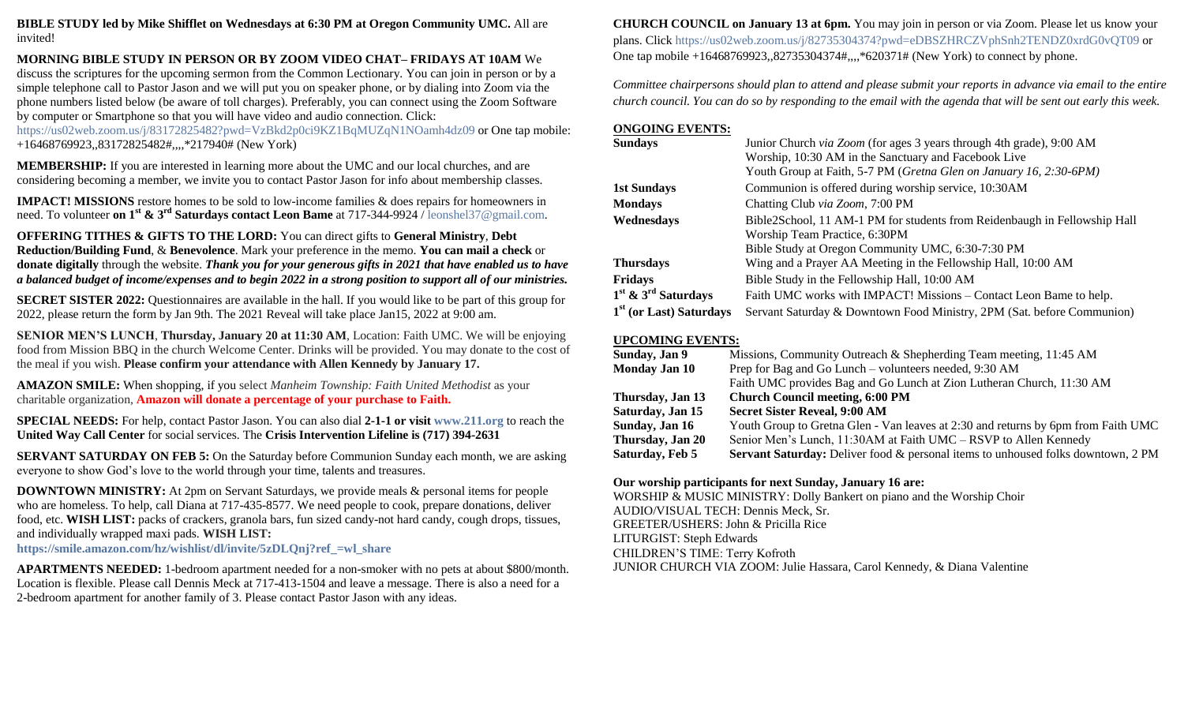**BIBLE STUDY led by Mike Shifflet on Wednesdays at 6:30 PM at Oregon Community UMC.** All are invited!

**MORNING BIBLE STUDY IN PERSON OR BY ZOOM VIDEO CHAT– FRIDAYS AT 10AM** We discuss the scriptures for the upcoming sermon from the Common Lectionary. You can join in person or by a simple telephone call to Pastor Jason and we will put you on speaker phone, or by dialing into Zoom via the phone numbers listed below (be aware of toll charges). Preferably, you can connect using the Zoom Software by computer or Smartphone so that you will have video and audio connection. Click: https://us02web.zoom.us/j/83172825482?pwd=VzBkd2p0ci9KZ1BqMUZqN1NOamh4dz09 or One tap mobile: +16468769923,,83172825482#,,,,*217940# (New York)

**MEMBERSHIP:** If you are interested in learning more about the UMC and our local churches, and are considering becoming a member, we invite you to contact Pastor Jason for info about membership classes.

**IMPACT! MISSIONS** restore homes to be sold to low-income families & does repairs for homeowners in need. To volunteer **on 1st & 3rd Saturdays contact Leon Bame** at 717-344-9924 / leonshel37@gmail.com.

**OFFERING TITHES & GIFTS TO THE LORD:** You can direct gifts to **General Ministry**, **Debt Reduction/Building Fund**, & **Benevolence**. Mark your preference in the memo. **You can mail a check** or **donate digitally** through the website. ***Thank you for your generous gifts in 2021 that have enabled us to have a balanced budget of income/expenses and to begin 2022 in a strong position to support all of our ministries.***

**SECRET SISTER 2022:** Questionnaires are available in the hall. If you would like to be part of this group for 2022, please return the form by Jan 9th. The 2021 Reveal will take place Jan15, 2022 at 9:00 am.

**SENIOR MEN'S LUNCH**, **Thursday, January 20 at 11:30 AM**, Location: Faith UMC. We will be enjoying food from Mission BBQ in the church Welcome Center. Drinks will be provided. You may donate to the cost of the meal if you wish. **Please confirm your attendance with Allen Kennedy by January 17.**

**AMAZON SMILE:** When shopping, if you select *Manheim Township: Faith United Methodist* as your charitable organization, **Amazon will donate a percentage of your purchase to Faith.**

**SPECIAL NEEDS:** For help, contact Pastor Jason. You can also dial **2-1-1 or visit www.211.org** to reach the **United Way Call Center** for social services. The **Crisis Intervention Lifeline is (717) 394-2631**

**SERVANT SATURDAY ON FEB 5:** On the Saturday before Communion Sunday each month, we are asking everyone to show God's love to the world through your time, talents and treasures.

**DOWNTOWN MINISTRY:** At 2pm on Servant Saturdays, we provide meals & personal items for people who are homeless. To help, call Diana at 717-435-8577. We need people to cook, prepare donations, deliver food, etc. **WISH LIST:** packs of crackers, granola bars, fun sized candy-not hard candy, cough drops, tissues, and individually wrapped maxi pads. **WISH LIST: https://smile.amazon.com/hz/wishlist/dl/invite/5zDLQnj?ref_=wl_share**

**APARTMENTS NEEDED:** 1-bedroom apartment needed for a non-smoker with no pets at about $800/month. Location is flexible. Please call Dennis Meck at 717-413-1504 and leave a message. There is also a need for a 2-bedroom apartment for another family of 3. Please contact Pastor Jason with any ideas.

**CHURCH COUNCIL on January 13 at 6pm.** You may join in person or via Zoom. Please let us know your plans. Click https://us02web.zoom.us/j/82735304374?pwd=eDBSZHRCZVphSnh2TENDZ0xrdG0vQT09 or One tap mobile +16468769923,,82735304374#,,,,*620371# (New York) to connect by phone.

*Committee chairpersons should plan to attend and please submit your reports in advance via email to the entire church council. You can do so by responding to the email with the agenda that will be sent out early this week.*

**ONGOING EVENTS:**

| | |
|---|---|
| **Sundays** | Junior Church *via Zoom* (for ages 3 years through 4th grade), 9:00 AM |
| | Worship, 10:30 AM in the Sanctuary and Facebook Live |
| | Youth Group at Faith, 5-7 PM (*Gretna Glen on January 16, 2:30-6PM)* |
| **1st Sundays** | Communion is offered during worship service, 10:30AM |
| **Mondays** | Chatting Club *via Zoom*, 7:00 PM |
| **Wednesdays** | Bible2School, 11 AM-1 PM for students from Reidenbaugh in Fellowship Hall |
| | Worship Team Practice, 6:30PM |
| | Bible Study at Oregon Community UMC, 6:30-7:30 PM |
| **Thursdays** | Wing and a Prayer AA Meeting in the Fellowship Hall, 10:00 AM |
| **Fridays** | Bible Study in the Fellowship Hall, 10:00 AM |
| **1st & 3rd Saturdays** | Faith UMC works with IMPACT! Missions – Contact Leon Bame to help. |
| **1st (or Last) Saturdays** | Servant Saturday & Downtown Food Ministry, 2PM (Sat. before Communion) |

**UPCOMING EVENTS:**

| | |
|---|---|
| **Sunday, Jan 9** | Missions, Community Outreach & Shepherding Team meeting, 11:45 AM |
| **Monday Jan 10** | Prep for Bag and Go Lunch – volunteers needed, 9:30 AM |
| | Faith UMC provides Bag and Go Lunch at Zion Lutheran Church, 11:30 AM |
| **Thursday, Jan 13** | **Church Council meeting, 6:00 PM** |
| **Saturday, Jan 15** | **Secret Sister Reveal, 9:00 AM** |
| **Sunday, Jan 16** | Youth Group to Gretna Glen - Van leaves at 2:30 and returns by 6pm from Faith UMC |
| **Thursday, Jan 20** | Senior Men's Lunch, 11:30AM at Faith UMC – RSVP to Allen Kennedy |
| **Saturday, Feb 5** | **Servant Saturday:** Deliver food & personal items to unhoused folks downtown, 2 PM |

**Our worship participants for next Sunday, January 16 are:**

WORSHIP & MUSIC MINISTRY: Dolly Bankert on piano and the Worship Choir
AUDIO/VISUAL TECH: Dennis Meck, Sr.
GREETER/USHERS: John & Pricilla Rice
LITURGIST: Steph Edwards
CHILDREN'S TIME: Terry Kofroth
JUNIOR CHURCH VIA ZOOM: Julie Hassara, Carol Kennedy, & Diana Valentine